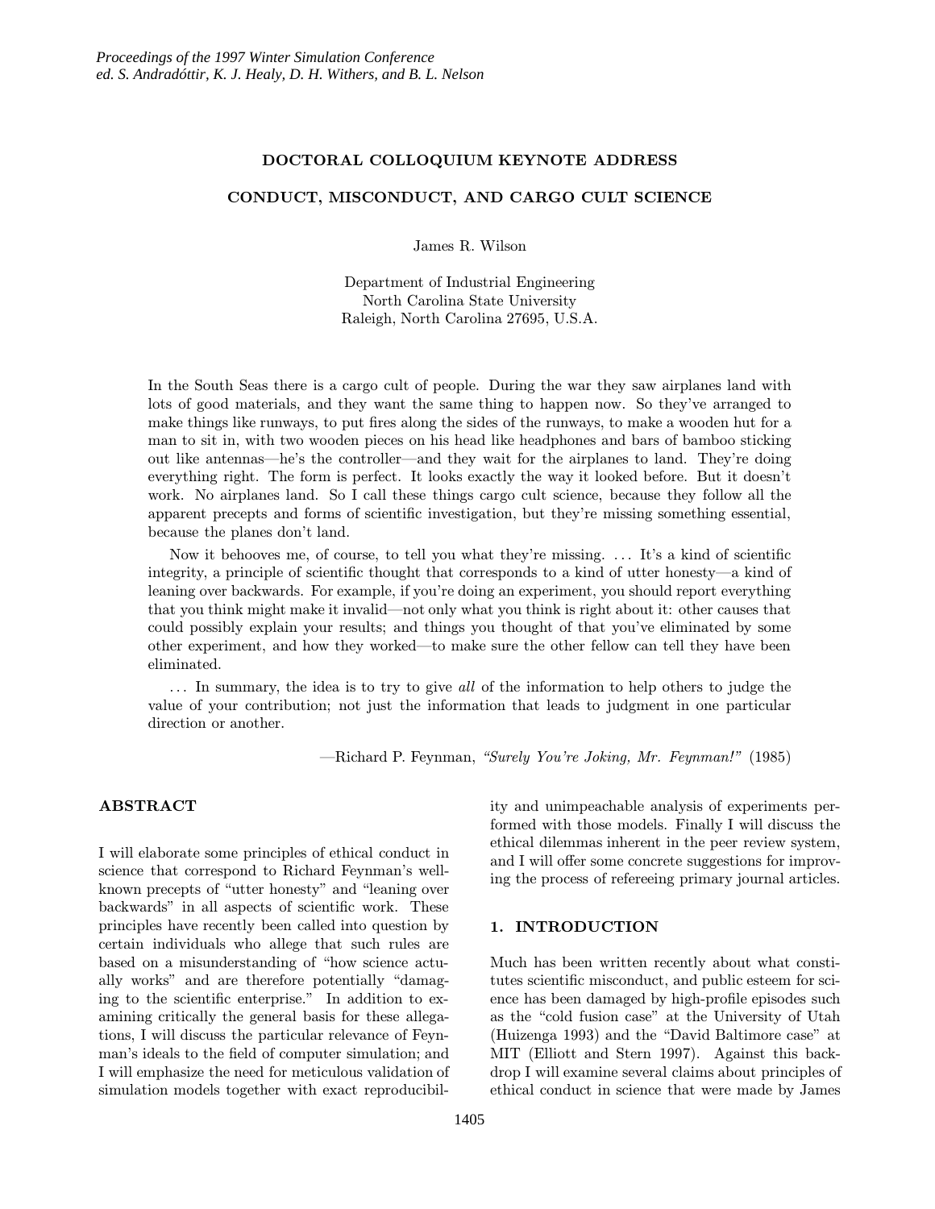*Proceedings of the 1997 Winter Simulation Conference*
*ed. S. Andradóttir, K. J. Healy, D. H. Withers, and B. L. Nelson*

# DOCTORAL COLLOQUIUM KEYNOTE ADDRESS

# CONDUCT, MISCONDUCT, AND CARGO CULT SCIENCE

James R. Wilson

Department of Industrial Engineering
North Carolina State University
Raleigh, North Carolina 27695, U.S.A.

In the South Seas there is a cargo cult of people. During the war they saw airplanes land with lots of good materials, and they want the same thing to happen now. So they've arranged to make things like runways, to put fires along the sides of the runways, to make a wooden hut for a man to sit in, with two wooden pieces on his head like headphones and bars of bamboo sticking out like antennas—he's the controller—and they wait for the airplanes to land. They're doing everything right. The form is perfect. It looks exactly the way it looked before. But it doesn't work. No airplanes land. So I call these things cargo cult science, because they follow all the apparent precepts and forms of scientific investigation, but they're missing something essential, because the planes don't land.

Now it behooves me, of course, to tell you what they're missing. ... It's a kind of scientific integrity, a principle of scientific thought that corresponds to a kind of utter honesty—a kind of leaning over backwards. For example, if you're doing an experiment, you should report everything that you think might make it invalid—not only what you think is right about it: other causes that could possibly explain your results; and things you thought of that you've eliminated by some other experiment, and how they worked—to make sure the other fellow can tell they have been eliminated.

... In summary, the idea is to try to give *all* of the information to help others to judge the value of your contribution; not just the information that leads to judgment in one particular direction or another.

—Richard P. Feynman, *"Surely You're Joking, Mr. Feynman!"* (1985)

## ABSTRACT

I will elaborate some principles of ethical conduct in science that correspond to Richard Feynman's well-known precepts of "utter honesty" and "leaning over backwards" in all aspects of scientific work. These principles have recently been called into question by certain individuals who allege that such rules are based on a misunderstanding of "how science actually works" and are therefore potentially "damaging to the scientific enterprise." In addition to examining critically the general basis for these allegations, I will discuss the particular relevance of Feynman's ideals to the field of computer simulation; and I will emphasize the need for meticulous validation of simulation models together with exact reproducibility and unimpeachable analysis of experiments performed with those models. Finally I will discuss the ethical dilemmas inherent in the peer review system, and I will offer some concrete suggestions for improving the process of refereeing primary journal articles.

## 1. INTRODUCTION

Much has been written recently about what constitutes scientific misconduct, and public esteem for science has been damaged by high-profile episodes such as the "cold fusion case" at the University of Utah (Huizenga 1993) and the "David Baltimore case" at MIT (Elliott and Stern 1997). Against this backdrop I will examine several claims about principles of ethical conduct in science that were made by James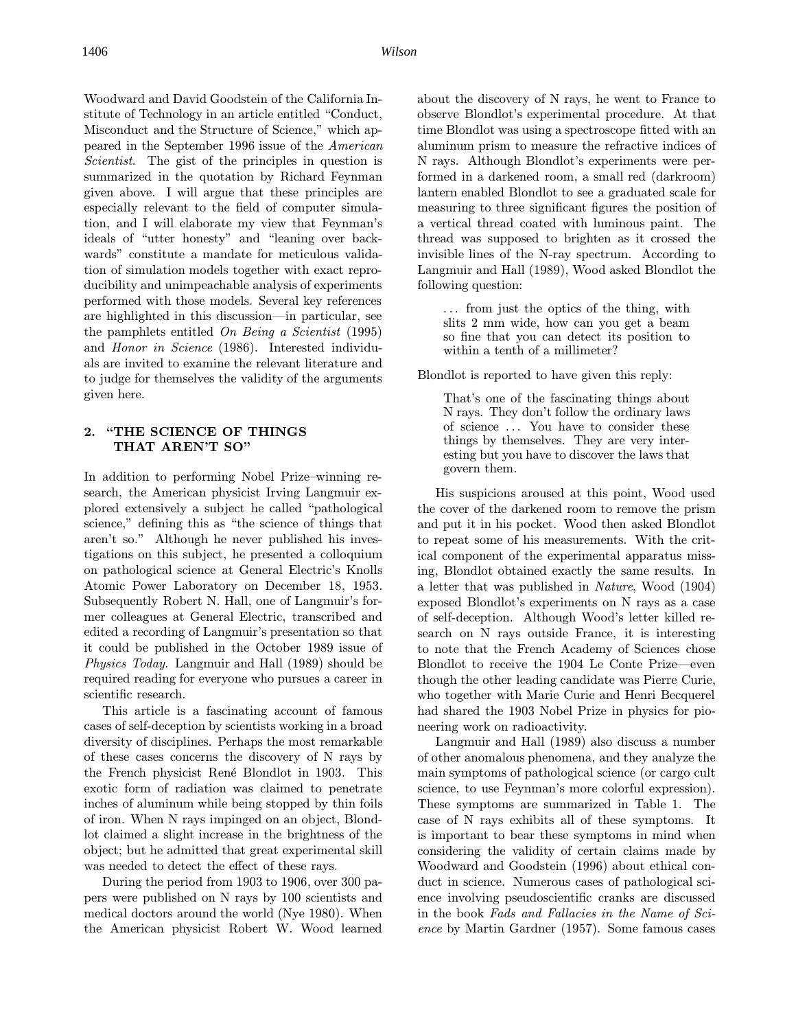Woodward and David Goodstein of the California Institute of Technology in an article entitled "Conduct, Misconduct and the Structure of Science," which appeared in the September 1996 issue of the *American Scientist*. The gist of the principles in question is summarized in the quotation by Richard Feynman given above. I will argue that these principles are especially relevant to the field of computer simulation, and I will elaborate my view that Feynman's ideals of "utter honesty" and "leaning over backwards" constitute a mandate for meticulous validation of simulation models together with exact reproducibility and unimpeachable analysis of experiments performed with those models. Several key references are highlighted in this discussion—in particular, see the pamphlets entitled *On Being a Scientist* (1995) and *Honor in Science* (1986). Interested individuals are invited to examine the relevant literature and to judge for themselves the validity of the arguments given here.

## 2. "THE SCIENCE OF THINGS THAT AREN'T SO"

In addition to performing Nobel Prize–winning research, the American physicist Irving Langmuir explored extensively a subject he called "pathological science," defining this as "the science of things that aren't so." Although he never published his investigations on this subject, he presented a colloquium on pathological science at General Electric's Knolls Atomic Power Laboratory on December 18, 1953. Subsequently Robert N. Hall, one of Langmuir's former colleagues at General Electric, transcribed and edited a recording of Langmuir's presentation so that it could be published in the October 1989 issue of *Physics Today*. Langmuir and Hall (1989) should be required reading for everyone who pursues a career in scientific research.

This article is a fascinating account of famous cases of self-deception by scientists working in a broad diversity of disciplines. Perhaps the most remarkable of these cases concerns the discovery of N rays by the French physicist René Blondlot in 1903. This exotic form of radiation was claimed to penetrate inches of aluminum while being stopped by thin foils of iron. When N rays impinged on an object, Blondlot claimed a slight increase in the brightness of the object; but he admitted that great experimental skill was needed to detect the effect of these rays.

During the period from 1903 to 1906, over 300 papers were published on N rays by 100 scientists and medical doctors around the world (Nye 1980). When the American physicist Robert W. Wood learned about the discovery of N rays, he went to France to observe Blondlot's experimental procedure. At that time Blondlot was using a spectroscope fitted with an aluminum prism to measure the refractive indices of N rays. Although Blondlot's experiments were performed in a darkened room, a small red (darkroom) lantern enabled Blondlot to see a graduated scale for measuring to three significant figures the position of a vertical thread coated with luminous paint. The thread was supposed to brighten as it crossed the invisible lines of the N-ray spectrum. According to Langmuir and Hall (1989), Wood asked Blondlot the following question:

> ... from just the optics of the thing, with slits 2 mm wide, how can you get a beam so fine that you can detect its position to within a tenth of a millimeter?

Blondlot is reported to have given this reply:

> That's one of the fascinating things about N rays. They don't follow the ordinary laws of science ... You have to consider these things by themselves. They are very interesting but you have to discover the laws that govern them.

His suspicions aroused at this point, Wood used the cover of the darkened room to remove the prism and put it in his pocket. Wood then asked Blondlot to repeat some of his measurements. With the critical component of the experimental apparatus missing, Blondlot obtained exactly the same results. In a letter that was published in *Nature*, Wood (1904) exposed Blondlot's experiments on N rays as a case of self-deception. Although Wood's letter killed research on N rays outside France, it is interesting to note that the French Academy of Sciences chose Blondlot to receive the 1904 Le Conte Prize—even though the other leading candidate was Pierre Curie, who together with Marie Curie and Henri Becquerel had shared the 1903 Nobel Prize in physics for pioneering work on radioactivity.

Langmuir and Hall (1989) also discuss a number of other anomalous phenomena, and they analyze the main symptoms of pathological science (or cargo cult science, to use Feynman's more colorful expression). These symptoms are summarized in Table 1. The case of N rays exhibits all of these symptoms. It is important to bear these symptoms in mind when considering the validity of certain claims made by Woodward and Goodstein (1996) about ethical conduct in science. Numerous cases of pathological science involving pseudoscientific cranks are discussed in the book *Fads and Fallacies in the Name of Science* by Martin Gardner (1957). Some famous cases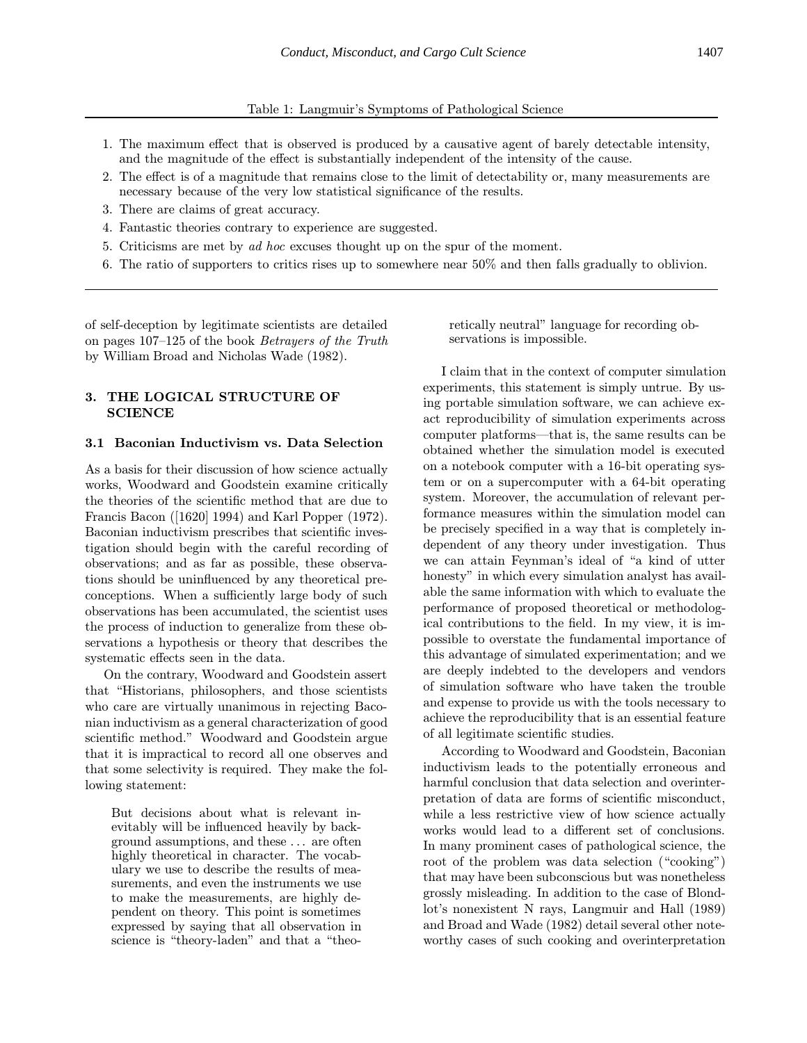Table 1: Langmuir's Symptoms of Pathological Science

1. The maximum effect that is observed is produced by a causative agent of barely detectable intensity, and the magnitude of the effect is substantially independent of the intensity of the cause.
2. The effect is of a magnitude that remains close to the limit of detectability or, many measurements are necessary because of the very low statistical significance of the results.
3. There are claims of great accuracy.
4. Fantastic theories contrary to experience are suggested.
5. Criticisms are met by *ad hoc* excuses thought up on the spur of the moment.
6. The ratio of supporters to critics rises up to somewhere near 50% and then falls gradually to oblivion.

of self-deception by legitimate scientists are detailed on pages 107–125 of the book *Betrayers of the Truth* by William Broad and Nicholas Wade (1982).

## 3. THE LOGICAL STRUCTURE OF SCIENCE

### 3.1 Baconian Inductivism vs. Data Selection

As a basis for their discussion of how science actually works, Woodward and Goodstein examine critically the theories of the scientific method that are due to Francis Bacon ([1620] 1994) and Karl Popper (1972). Baconian inductivism prescribes that scientific investigation should begin with the careful recording of observations; and as far as possible, these observations should be uninfluenced by any theoretical preconceptions. When a sufficiently large body of such observations has been accumulated, the scientist uses the process of induction to generalize from these observations a hypothesis or theory that describes the systematic effects seen in the data.

On the contrary, Woodward and Goodstein assert that "Historians, philosophers, and those scientists who care are virtually unanimous in rejecting Baconian inductivism as a general characterization of good scientific method." Woodward and Goodstein argue that it is impractical to record all one observes and that some selectivity is required. They make the following statement:

> But decisions about what is relevant inevitably will be influenced heavily by background assumptions, and these ... are often highly theoretical in character. The vocabulary we use to describe the results of measurements, and even the instruments we use to make the measurements, are highly dependent on theory. This point is sometimes expressed by saying that all observation in science is "theory-laden" and that a "theoretically neutral" language for recording observations is impossible.

I claim that in the context of computer simulation experiments, this statement is simply untrue. By using portable simulation software, we can achieve exact reproducibility of simulation experiments across computer platforms—that is, the same results can be obtained whether the simulation model is executed on a notebook computer with a 16-bit operating system or on a supercomputer with a 64-bit operating system. Moreover, the accumulation of relevant performance measures within the simulation model can be precisely specified in a way that is completely independent of any theory under investigation. Thus we can attain Feynman's ideal of "a kind of utter honesty" in which every simulation analyst has available the same information with which to evaluate the performance of proposed theoretical or methodological contributions to the field. In my view, it is impossible to overstate the fundamental importance of this advantage of simulated experimentation; and we are deeply indebted to the developers and vendors of simulation software who have taken the trouble and expense to provide us with the tools necessary to achieve the reproducibility that is an essential feature of all legitimate scientific studies.

According to Woodward and Goodstein, Baconian inductivism leads to the potentially erroneous and harmful conclusion that data selection and overinterpretation of data are forms of scientific misconduct, while a less restrictive view of how science actually works would lead to a different set of conclusions. In many prominent cases of pathological science, the root of the problem was data selection ("cooking") that may have been subconscious but was nonetheless grossly misleading. In addition to the case of Blondlot's nonexistent N rays, Langmuir and Hall (1989) and Broad and Wade (1982) detail several other noteworthy cases of such cooking and overinterpretation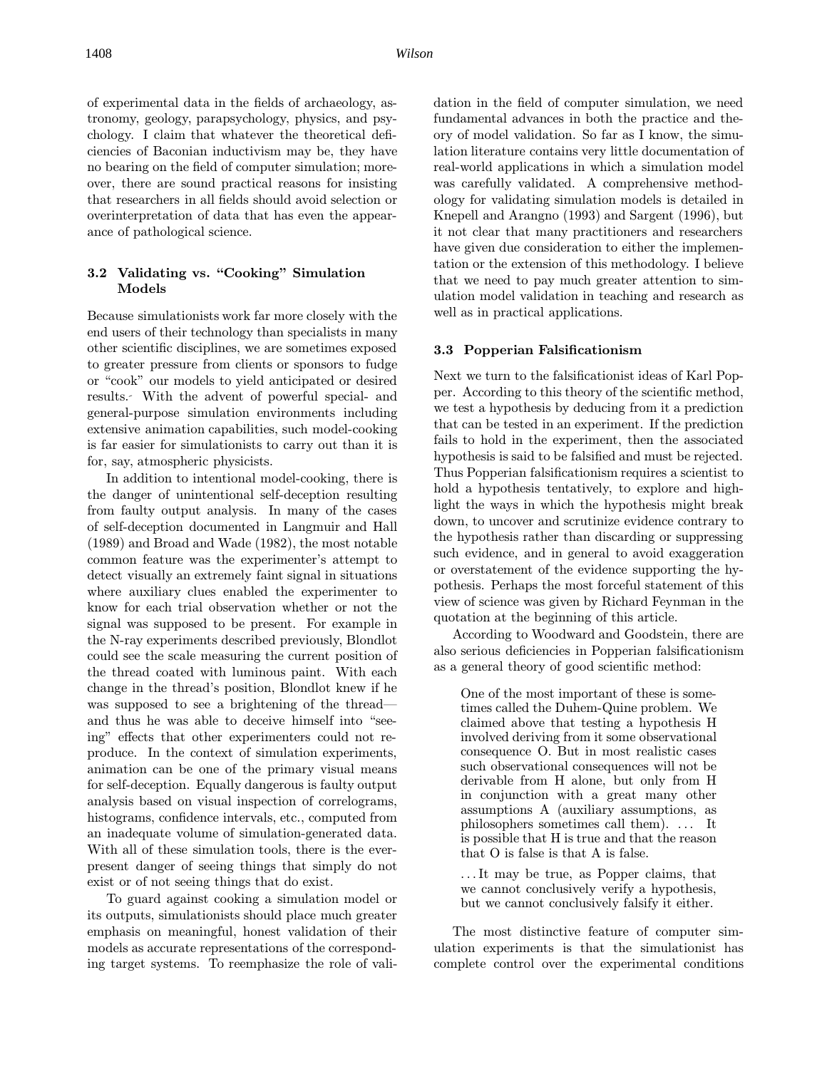of experimental data in the fields of archaeology, astronomy, geology, parapsychology, physics, and psychology. I claim that whatever the theoretical deficiencies of Baconian inductivism may be, they have no bearing on the field of computer simulation; moreover, there are sound practical reasons for insisting that researchers in all fields should avoid selection or overinterpretation of data that has even the appearance of pathological science.

### 3.2 Validating vs. "Cooking" Simulation Models

Because simulationists work far more closely with the end users of their technology than specialists in many other scientific disciplines, we are sometimes exposed to greater pressure from clients or sponsors to fudge or "cook" our models to yield anticipated or desired results. With the advent of powerful special- and general-purpose simulation environments including extensive animation capabilities, such model-cooking is far easier for simulationists to carry out than it is for, say, atmospheric physicists.

In addition to intentional model-cooking, there is the danger of unintentional self-deception resulting from faulty output analysis. In many of the cases of self-deception documented in Langmuir and Hall (1989) and Broad and Wade (1982), the most notable common feature was the experimenter's attempt to detect visually an extremely faint signal in situations where auxiliary clues enabled the experimenter to know for each trial observation whether or not the signal was supposed to be present. For example in the N-ray experiments described previously, Blondlot could see the scale measuring the current position of the thread coated with luminous paint. With each change in the thread's position, Blondlot knew if he was supposed to see a brightening of the thread—and thus he was able to deceive himself into "seeing" effects that other experimenters could not reproduce. In the context of simulation experiments, animation can be one of the primary visual means for self-deception. Equally dangerous is faulty output analysis based on visual inspection of correlograms, histograms, confidence intervals, etc., computed from an inadequate volume of simulation-generated data. With all of these simulation tools, there is the ever-present danger of seeing things that simply do not exist or of not seeing things that do exist.

To guard against cooking a simulation model or its outputs, simulationists should place much greater emphasis on meaningful, honest validation of their models as accurate representations of the corresponding target systems. To reemphasize the role of validation in the field of computer simulation, we need fundamental advances in both the practice and theory of model validation. So far as I know, the simulation literature contains very little documentation of real-world applications in which a simulation model was carefully validated. A comprehensive methodology for validating simulation models is detailed in Knepell and Arangno (1993) and Sargent (1996), but it not clear that many practitioners and researchers have given due consideration to either the implementation or the extension of this methodology. I believe that we need to pay much greater attention to simulation model validation in teaching and research as well as in practical applications.

### 3.3 Popperian Falsificationism

Next we turn to the falsificationist ideas of Karl Popper. According to this theory of the scientific method, we test a hypothesis by deducing from it a prediction that can be tested in an experiment. If the prediction fails to hold in the experiment, then the associated hypothesis is said to be falsified and must be rejected. Thus Popperian falsificationism requires a scientist to hold a hypothesis tentatively, to explore and highlight the ways in which the hypothesis might break down, to uncover and scrutinize evidence contrary to the hypothesis rather than discarding or suppressing such evidence, and in general to avoid exaggeration or overstatement of the evidence supporting the hypothesis. Perhaps the most forceful statement of this view of science was given by Richard Feynman in the quotation at the beginning of this article.

According to Woodward and Goodstein, there are also serious deficiencies in Popperian falsificationism as a general theory of good scientific method:

> One of the most important of these is sometimes called the Duhem-Quine problem. We claimed above that testing a hypothesis H involved deriving from it some observational consequence O. But in most realistic cases such observational consequences will not be derivable from H alone, but only from H in conjunction with a great many other assumptions A (auxiliary assumptions, as philosophers sometimes call them). ... It is possible that H is true and that the reason that O is false is that A is false.
>
> ...It may be true, as Popper claims, that we cannot conclusively verify a hypothesis, but we cannot conclusively falsify it either.

The most distinctive feature of computer simulation experiments is that the simulationist has complete control over the experimental conditions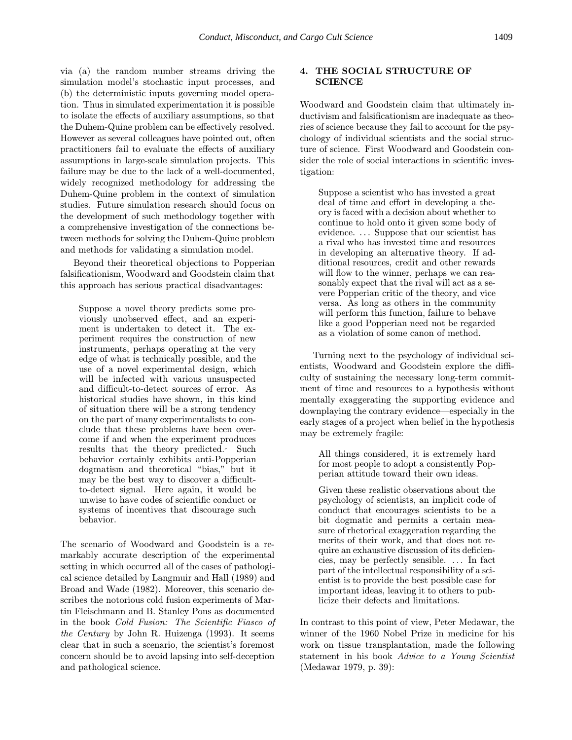via (a) the random number streams driving the simulation model's stochastic input processes, and (b) the deterministic inputs governing model operation. Thus in simulated experimentation it is possible to isolate the effects of auxiliary assumptions, so that the Duhem-Quine problem can be effectively resolved. However as several colleagues have pointed out, often practitioners fail to evaluate the effects of auxiliary assumptions in large-scale simulation projects. This failure may be due to the lack of a well-documented, widely recognized methodology for addressing the Duhem-Quine problem in the context of simulation studies. Future simulation research should focus on the development of such methodology together with a comprehensive investigation of the connections between methods for solving the Duhem-Quine problem and methods for validating a simulation model.

Beyond their theoretical objections to Popperian falsificationism, Woodward and Goodstein claim that this approach has serious practical disadvantages:

> Suppose a novel theory predicts some previously unobserved effect, and an experiment is undertaken to detect it. The experiment requires the construction of new instruments, perhaps operating at the very edge of what is technically possible, and the use of a novel experimental design, which will be infected with various unsuspected and difficult-to-detect sources of error. As historical studies have shown, in this kind of situation there will be a strong tendency on the part of many experimentalists to conclude that these problems have been overcome if and when the experiment produces results that the theory predicted. Such behavior certainly exhibits anti-Popperian dogmatism and theoretical "bias," but it may be the best way to discover a difficult-to-detect signal. Here again, it would be unwise to have codes of scientific conduct or systems of incentives that discourage such behavior.

The scenario of Woodward and Goodstein is a remarkably accurate description of the experimental setting in which occurred all of the cases of pathological science detailed by Langmuir and Hall (1989) and Broad and Wade (1982). Moreover, this scenario describes the notorious cold fusion experiments of Martin Fleischmann and B. Stanley Pons as documented in the book *Cold Fusion: The Scientific Fiasco of the Century* by John R. Huizenga (1993). It seems clear that in such a scenario, the scientist's foremost concern should be to avoid lapsing into self-deception and pathological science.

## 4. THE SOCIAL STRUCTURE OF SCIENCE

Woodward and Goodstein claim that ultimately inductivism and falsificationism are inadequate as theories of science because they fail to account for the psychology of individual scientists and the social structure of science. First Woodward and Goodstein consider the role of social interactions in scientific investigation:

> Suppose a scientist who has invested a great deal of time and effort in developing a theory is faced with a decision about whether to continue to hold onto it given some body of evidence. ... Suppose that our scientist has a rival who has invested time and resources in developing an alternative theory. If additional resources, credit and other rewards will flow to the winner, perhaps we can reasonably expect that the rival will act as a severe Popperian critic of the theory, and vice versa. As long as others in the community will perform this function, failure to behave like a good Popperian need not be regarded as a violation of some canon of method.

Turning next to the psychology of individual scientists, Woodward and Goodstein explore the difficulty of sustaining the necessary long-term commitment of time and resources to a hypothesis without mentally exaggerating the supporting evidence and downplaying the contrary evidence—especially in the early stages of a project when belief in the hypothesis may be extremely fragile:

> All things considered, it is extremely hard for most people to adopt a consistently Popperian attitude toward their own ideas.
>
> Given these realistic observations about the psychology of scientists, an implicit code of conduct that encourages scientists to be a bit dogmatic and permits a certain measure of rhetorical exaggeration regarding the merits of their work, and that does not require an exhaustive discussion of its deficiencies, may be perfectly sensible. ... In fact part of the intellectual responsibility of a scientist is to provide the best possible case for important ideas, leaving it to others to publicize their defects and limitations.

In contrast to this point of view, Peter Medawar, the winner of the 1960 Nobel Prize in medicine for his work on tissue transplantation, made the following statement in his book *Advice to a Young Scientist* (Medawar 1979, p. 39):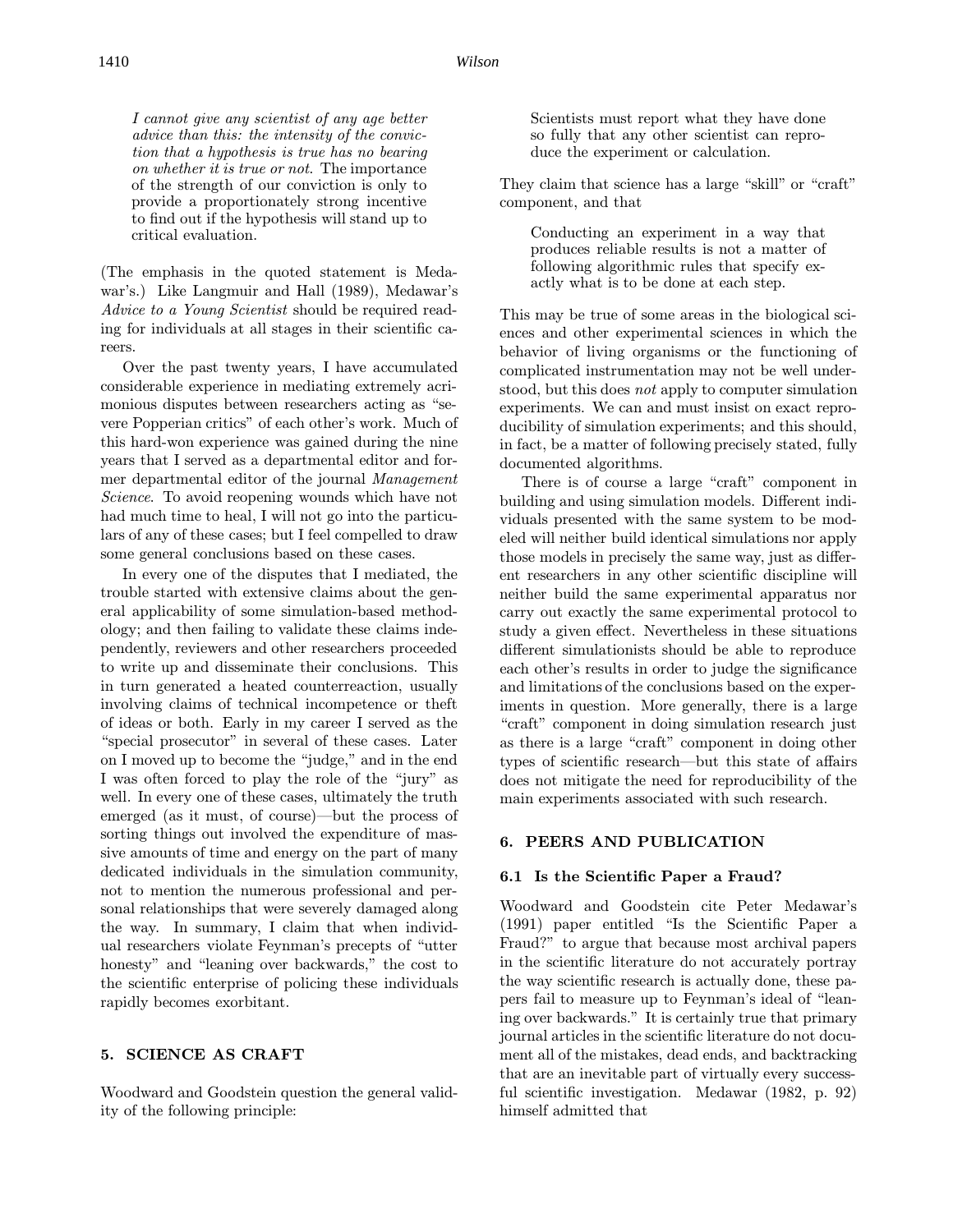> *I cannot give any scientist of any age better advice than this: the intensity of the conviction that a hypothesis is true has no bearing on whether it is true or not.* The importance of the strength of our conviction is only to provide a proportionately strong incentive to find out if the hypothesis will stand up to critical evaluation.

(The emphasis in the quoted statement is Medawar's.) Like Langmuir and Hall (1989), Medawar's *Advice to a Young Scientist* should be required reading for individuals at all stages in their scientific careers.

Over the past twenty years, I have accumulated considerable experience in mediating extremely acrimonious disputes between researchers acting as "severe Popperian critics" of each other's work. Much of this hard-won experience was gained during the nine years that I served as a departmental editor and former departmental editor of the journal *Management Science*. To avoid reopening wounds which have not had much time to heal, I will not go into the particulars of any of these cases; but I feel compelled to draw some general conclusions based on these cases.

In every one of the disputes that I mediated, the trouble started with extensive claims about the general applicability of some simulation-based methodology; and then failing to validate these claims independently, reviewers and other researchers proceeded to write up and disseminate their conclusions. This in turn generated a heated counterreaction, usually involving claims of technical incompetence or theft of ideas or both. Early in my career I served as the "special prosecutor" in several of these cases. Later on I moved up to become the "judge," and in the end I was often forced to play the role of the "jury" as well. In every one of these cases, ultimately the truth emerged (as it must, of course)—but the process of sorting things out involved the expenditure of massive amounts of time and energy on the part of many dedicated individuals in the simulation community, not to mention the numerous professional and personal relationships that were severely damaged along the way. In summary, I claim that when individual researchers violate Feynman's precepts of "utter honesty" and "leaning over backwards," the cost to the scientific enterprise of policing these individuals rapidly becomes exorbitant.

## 5. SCIENCE AS CRAFT

Woodward and Goodstein question the general validity of the following principle:

> Scientists must report what they have done so fully that any other scientist can reproduce the experiment or calculation.

They claim that science has a large "skill" or "craft" component, and that

> Conducting an experiment in a way that produces reliable results is not a matter of following algorithmic rules that specify exactly what is to be done at each step.

This may be true of some areas in the biological sciences and other experimental sciences in which the behavior of living organisms or the functioning of complicated instrumentation may not be well understood, but this does *not* apply to computer simulation experiments. We can and must insist on exact reproducibility of simulation experiments; and this should, in fact, be a matter of following precisely stated, fully documented algorithms.

There is of course a large "craft" component in building and using simulation models. Different individuals presented with the same system to be modeled will neither build identical simulations nor apply those models in precisely the same way, just as different researchers in any other scientific discipline will neither build the same experimental apparatus nor carry out exactly the same experimental protocol to study a given effect. Nevertheless in these situations different simulationists should be able to reproduce each other's results in order to judge the significance and limitations of the conclusions based on the experiments in question. More generally, there is a large "craft" component in doing simulation research just as there is a large "craft" component in doing other types of scientific research—but this state of affairs does not mitigate the need for reproducibility of the main experiments associated with such research.

## 6. PEERS AND PUBLICATION

### 6.1 Is the Scientific Paper a Fraud?

Woodward and Goodstein cite Peter Medawar's (1991) paper entitled "Is the Scientific Paper a Fraud?" to argue that because most archival papers in the scientific literature do not accurately portray the way scientific research is actually done, these papers fail to measure up to Feynman's ideal of "leaning over backwards." It is certainly true that primary journal articles in the scientific literature do not document all of the mistakes, dead ends, and backtracking that are an inevitable part of virtually every successful scientific investigation. Medawar (1982, p. 92) himself admitted that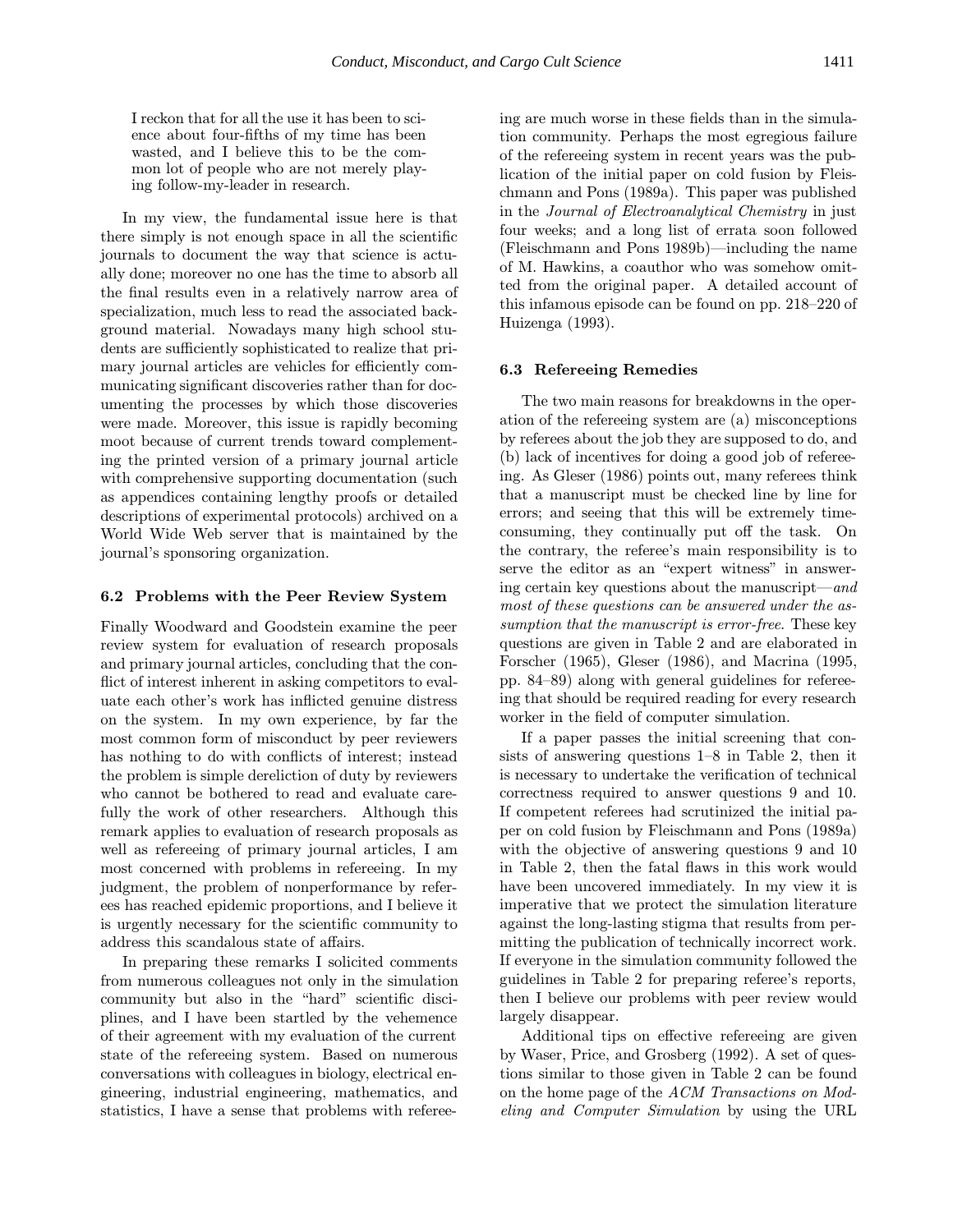> I reckon that for all the use it has been to science about four-fifths of my time has been wasted, and I believe this to be the common lot of people who are not merely playing follow-my-leader in research.

In my view, the fundamental issue here is that there simply is not enough space in all the scientific journals to document the way that science is actually done; moreover no one has the time to absorb all the final results even in a relatively narrow area of specialization, much less to read the associated background material. Nowadays many high school students are sufficiently sophisticated to realize that primary journal articles are vehicles for efficiently communicating significant discoveries rather than for documenting the processes by which those discoveries were made. Moreover, this issue is rapidly becoming moot because of current trends toward complementing the printed version of a primary journal article with comprehensive supporting documentation (such as appendices containing lengthy proofs or detailed descriptions of experimental protocols) archived on a World Wide Web server that is maintained by the journal's sponsoring organization.

### 6.2 Problems with the Peer Review System

Finally Woodward and Goodstein examine the peer review system for evaluation of research proposals and primary journal articles, concluding that the conflict of interest inherent in asking competitors to evaluate each other's work has inflicted genuine distress on the system. In my own experience, by far the most common form of misconduct by peer reviewers has nothing to do with conflicts of interest; instead the problem is simple dereliction of duty by reviewers who cannot be bothered to read and evaluate carefully the work of other researchers. Although this remark applies to evaluation of research proposals as well as refereeing of primary journal articles, I am most concerned with problems in refereeing. In my judgment, the problem of nonperformance by referees has reached epidemic proportions, and I believe it is urgently necessary for the scientific community to address this scandalous state of affairs.

In preparing these remarks I solicited comments from numerous colleagues not only in the simulation community but also in the "hard" scientific disciplines, and I have been startled by the vehemence of their agreement with my evaluation of the current state of the refereeing system. Based on numerous conversations with colleagues in biology, electrical engineering, industrial engineering, mathematics, and statistics, I have a sense that problems with refereeing are much worse in these fields than in the simulation community. Perhaps the most egregious failure of the refereeing system in recent years was the publication of the initial paper on cold fusion by Fleischmann and Pons (1989a). This paper was published in the *Journal of Electroanalytical Chemistry* in just four weeks; and a long list of errata soon followed (Fleischmann and Pons 1989b)—including the name of M. Hawkins, a coauthor who was somehow omitted from the original paper. A detailed account of this infamous episode can be found on pp. 218–220 of Huizenga (1993).

### 6.3 Refereeing Remedies

The two main reasons for breakdowns in the operation of the refereeing system are (a) misconceptions by referees about the job they are supposed to do, and (b) lack of incentives for doing a good job of refereeing. As Gleser (1986) points out, many referees think that a manuscript must be checked line by line for errors; and seeing that this will be extremely time-consuming, they continually put off the task. On the contrary, the referee's main responsibility is to serve the editor as an "expert witness" in answering certain key questions about the manuscript—*and most of these questions can be answered under the assumption that the manuscript is error-free.* These key questions are given in Table 2 and are elaborated in Forscher (1965), Gleser (1986), and Macrina (1995, pp. 84–89) along with general guidelines for refereeing that should be required reading for every research worker in the field of computer simulation.

If a paper passes the initial screening that consists of answering questions 1–8 in Table 2, then it is necessary to undertake the verification of technical correctness required to answer questions 9 and 10. If competent referees had scrutinized the initial paper on cold fusion by Fleischmann and Pons (1989a) with the objective of answering questions 9 and 10 in Table 2, then the fatal flaws in this work would have been uncovered immediately. In my view it is imperative that we protect the simulation literature against the long-lasting stigma that results from permitting the publication of technically incorrect work. If everyone in the simulation community followed the guidelines in Table 2 for preparing referee's reports, then I believe our problems with peer review would largely disappear.

Additional tips on effective refereeing are given by Waser, Price, and Grosberg (1992). A set of questions similar to those given in Table 2 can be found on the home page of the *ACM Transactions on Modeling and Computer Simulation* by using the URL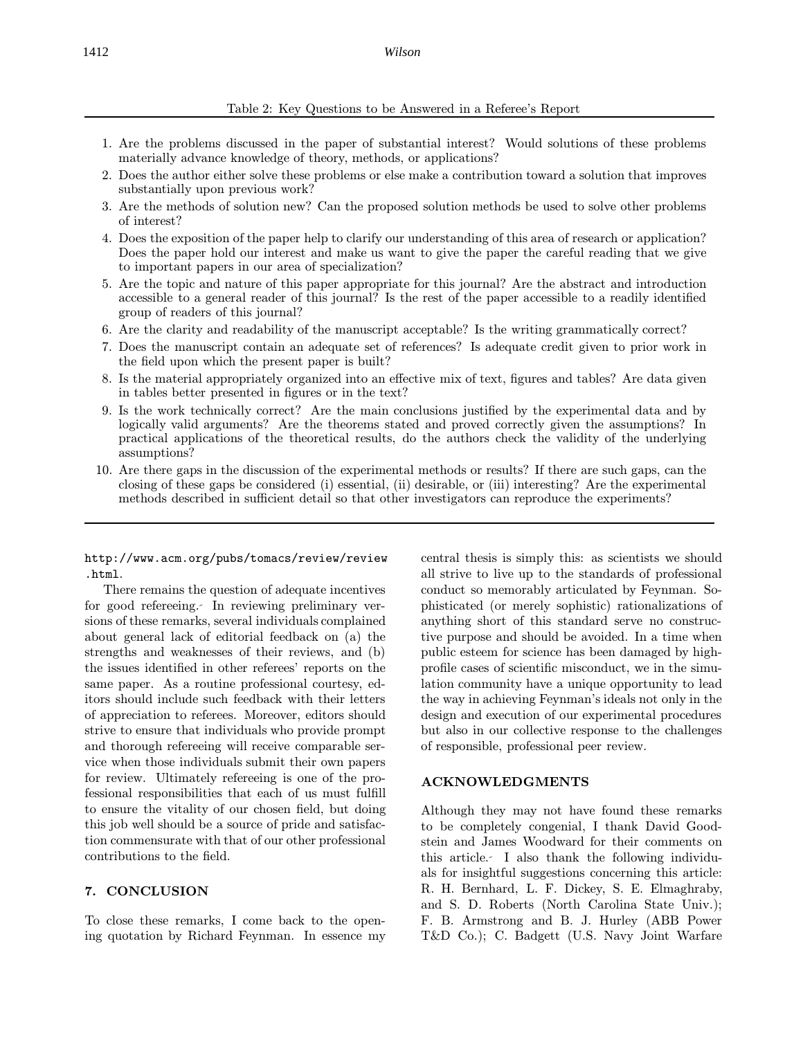Table 2: Key Questions to be Answered in a Referee's Report

1. Are the problems discussed in the paper of substantial interest? Would solutions of these problems materially advance knowledge of theory, methods, or applications?
2. Does the author either solve these problems or else make a contribution toward a solution that improves substantially upon previous work?
3. Are the methods of solution new? Can the proposed solution methods be used to solve other problems of interest?
4. Does the exposition of the paper help to clarify our understanding of this area of research or application? Does the paper hold our interest and make us want to give the paper the careful reading that we give to important papers in our area of specialization?
5. Are the topic and nature of this paper appropriate for this journal? Are the abstract and introduction accessible to a general reader of this journal? Is the rest of the paper accessible to a readily identified group of readers of this journal?
6. Are the clarity and readability of the manuscript acceptable? Is the writing grammatically correct?
7. Does the manuscript contain an adequate set of references? Is adequate credit given to prior work in the field upon which the present paper is built?
8. Is the material appropriately organized into an effective mix of text, figures and tables? Are data given in tables better presented in figures or in the text?
9. Is the work technically correct? Are the main conclusions justified by the experimental data and by logically valid arguments? Are the theorems stated and proved correctly given the assumptions? In practical applications of the theoretical results, do the authors check the validity of the underlying assumptions?
10. Are there gaps in the discussion of the experimental methods or results? If there are such gaps, can the closing of these gaps be considered (i) essential, (ii) desirable, or (iii) interesting? Are the experimental methods described in sufficient detail so that other investigators can reproduce the experiments?

`http://www.acm.org/pubs/tomacs/review/review.html`.

There remains the question of adequate incentives for good refereeing. In reviewing preliminary versions of these remarks, several individuals complained about general lack of editorial feedback on (a) the strengths and weaknesses of their reviews, and (b) the issues identified in other referees' reports on the same paper. As a routine professional courtesy, editors should include such feedback with their letters of appreciation to referees. Moreover, editors should strive to ensure that individuals who provide prompt and thorough refereeing will receive comparable service when those individuals submit their own papers for review. Ultimately refereeing is one of the professional responsibilities that each of us must fulfill to ensure the vitality of our chosen field, but doing this job well should be a source of pride and satisfaction commensurate with that of our other professional contributions to the field.

## 7. CONCLUSION

To close these remarks, I come back to the opening quotation by Richard Feynman. In essence my central thesis is simply this: as scientists we should all strive to live up to the standards of professional conduct so memorably articulated by Feynman. Sophisticated (or merely sophistic) rationalizations of anything short of this standard serve no constructive purpose and should be avoided. In a time when public esteem for science has been damaged by high-profile cases of scientific misconduct, we in the simulation community have a unique opportunity to lead the way in achieving Feynman's ideals not only in the design and execution of our experimental procedures but also in our collective response to the challenges of responsible, professional peer review.

## ACKNOWLEDGMENTS

Although they may not have found these remarks to be completely congenial, I thank David Goodstein and James Woodward for their comments on this article. I also thank the following individuals for insightful suggestions concerning this article: R. H. Bernhard, L. F. Dickey, S. E. Elmaghraby, and S. D. Roberts (North Carolina State Univ.); F. B. Armstrong and B. J. Hurley (ABB Power T&D Co.); C. Badgett (U.S. Navy Joint Warfare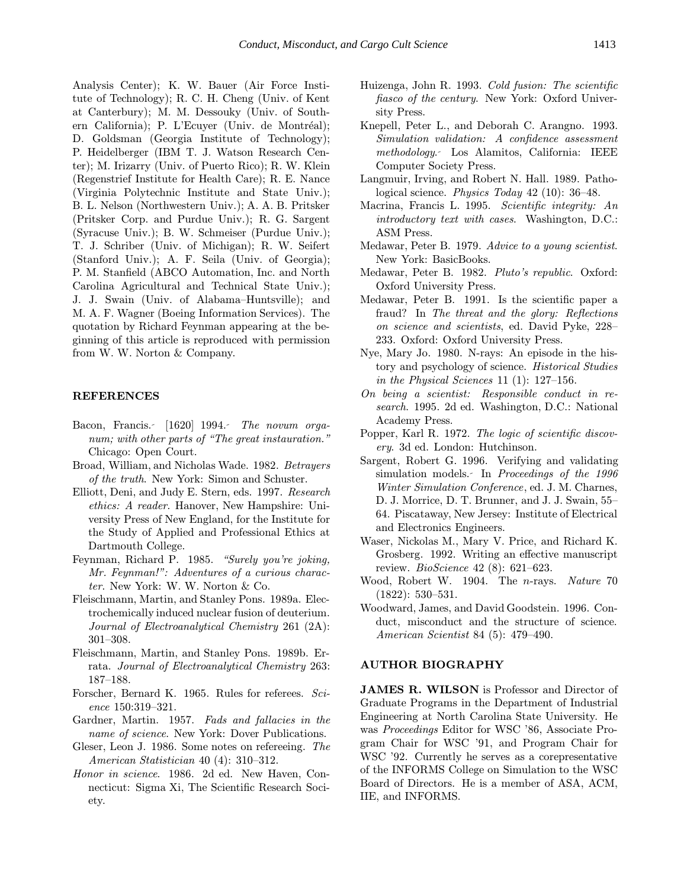Analysis Center); K. W. Bauer (Air Force Institute of Technology); R. C. H. Cheng (Univ. of Kent at Canterbury); M. M. Dessouky (Univ. of Southern California); P. L'Ecuyer (Univ. de Montréal); D. Goldsman (Georgia Institute of Technology); P. Heidelberger (IBM T. J. Watson Research Center); M. Irizarry (Univ. of Puerto Rico); R. W. Klein (Regenstrief Institute for Health Care); R. E. Nance (Virginia Polytechnic Institute and State Univ.); B. L. Nelson (Northwestern Univ.); A. A. B. Pritsker (Pritsker Corp. and Purdue Univ.); R. G. Sargent (Syracuse Univ.); B. W. Schmeiser (Purdue Univ.); T. J. Schriber (Univ. of Michigan); R. W. Seifert (Stanford Univ.); A. F. Seila (Univ. of Georgia); P. M. Stanfield (ABCO Automation, Inc. and North Carolina Agricultural and Technical State Univ.); J. J. Swain (Univ. of Alabama–Huntsville); and M. A. F. Wagner (Boeing Information Services). The quotation by Richard Feynman appearing at the beginning of this article is reproduced with permission from W. W. Norton & Company.

## REFERENCES

Bacon, Francis. [1620] 1994. *The novum organum; with other parts of "The great instauration."* Chicago: Open Court.

Broad, William, and Nicholas Wade. 1982. *Betrayers of the truth*. New York: Simon and Schuster.

Elliott, Deni, and Judy E. Stern, eds. 1997. *Research ethics: A reader*. Hanover, New Hampshire: University Press of New England, for the Institute for the Study of Applied and Professional Ethics at Dartmouth College.

Feynman, Richard P. 1985. *"Surely you're joking, Mr. Feynman!": Adventures of a curious character*. New York: W. W. Norton & Co.

Fleischmann, Martin, and Stanley Pons. 1989a. Electrochemically induced nuclear fusion of deuterium. *Journal of Electroanalytical Chemistry* 261 (2A): 301–308.

Fleischmann, Martin, and Stanley Pons. 1989b. Errata. *Journal of Electroanalytical Chemistry* 263: 187–188.

Forscher, Bernard K. 1965. Rules for referees. *Science* 150:319–321.

Gardner, Martin. 1957. *Fads and fallacies in the name of science*. New York: Dover Publications.

Gleser, Leon J. 1986. Some notes on refereeing. *The American Statistician* 40 (4): 310–312.

*Honor in science*. 1986. 2d ed. New Haven, Connecticut: Sigma Xi, The Scientific Research Society.

Huizenga, John R. 1993. *Cold fusion: The scientific fiasco of the century*. New York: Oxford University Press.

Knepell, Peter L., and Deborah C. Arangno. 1993. *Simulation validation: A confidence assessment methodology*. Los Alamitos, California: IEEE Computer Society Press.

Langmuir, Irving, and Robert N. Hall. 1989. Pathological science. *Physics Today* 42 (10): 36–48.

Macrina, Francis L. 1995. *Scientific integrity: An introductory text with cases*. Washington, D.C.: ASM Press.

Medawar, Peter B. 1979. *Advice to a young scientist*. New York: BasicBooks.

Medawar, Peter B. 1982. *Pluto's republic*. Oxford: Oxford University Press.

Medawar, Peter B. 1991. Is the scientific paper a fraud? In *The threat and the glory: Reflections on science and scientists*, ed. David Pyke, 228–233. Oxford: Oxford University Press.

Nye, Mary Jo. 1980. N-rays: An episode in the history and psychology of science. *Historical Studies in the Physical Sciences* 11 (1): 127–156.

*On being a scientist: Responsible conduct in research*. 1995. 2d ed. Washington, D.C.: National Academy Press.

Popper, Karl R. 1972. *The logic of scientific discovery*. 3d ed. London: Hutchinson.

Sargent, Robert G. 1996. Verifying and validating simulation models. In *Proceedings of the 1996 Winter Simulation Conference*, ed. J. M. Charnes, D. J. Morrice, D. T. Brunner, and J. J. Swain, 55–64. Piscataway, New Jersey: Institute of Electrical and Electronics Engineers.

Waser, Nickolas M., Mary V. Price, and Richard K. Grosberg. 1992. Writing an effective manuscript review. *BioScience* 42 (8): 621–623.

Wood, Robert W. 1904. The *n*-rays. *Nature* 70 (1822): 530–531.

Woodward, James, and David Goodstein. 1996. Conduct, misconduct and the structure of science. *American Scientist* 84 (5): 479–490.

## AUTHOR BIOGRAPHY

**JAMES R. WILSON** is Professor and Director of Graduate Programs in the Department of Industrial Engineering at North Carolina State University. He was *Proceedings* Editor for WSC '86, Associate Program Chair for WSC '91, and Program Chair for WSC '92. Currently he serves as a corepresentative of the INFORMS College on Simulation to the WSC Board of Directors. He is a member of ASA, ACM, IIE, and INFORMS.